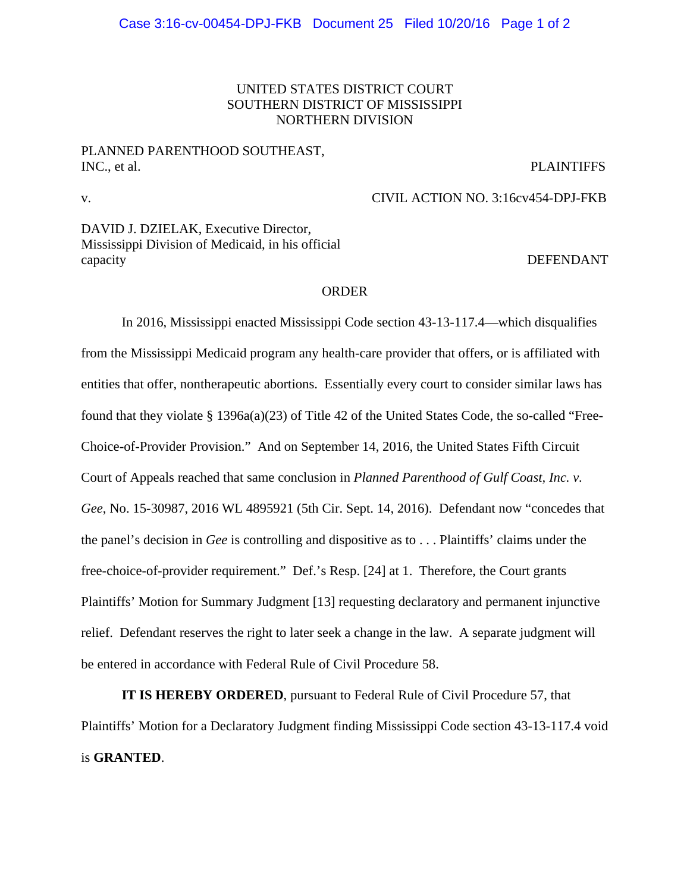UNITED STATES DISTRICT COURT
SOUTHERN DISTRICT OF MISSISSIPPI
NORTHERN DIVISION

PLANNED PARENTHOOD SOUTHEAST, INC., et al. — PLAINTIFFS

v. — CIVIL ACTION NO. 3:16cv454-DPJ-FKB

DAVID J. DZIELAK, Executive Director, Mississippi Division of Medicaid, in his official capacity — DEFENDANT

## ORDER

In 2016, Mississippi enacted Mississippi Code section 43-13-117.4—which disqualifies from the Mississippi Medicaid program any health-care provider that offers, or is affiliated with entities that offer, nontherapeutic abortions. Essentially every court to consider similar laws has found that they violate § 1396a(a)(23) of Title 42 of the United States Code, the so-called "Free-Choice-of-Provider Provision." And on September 14, 2016, the United States Fifth Circuit Court of Appeals reached that same conclusion in *Planned Parenthood of Gulf Coast, Inc. v. Gee*, No. 15-30987, 2016 WL 4895921 (5th Cir. Sept. 14, 2016). Defendant now "concedes that the panel's decision in *Gee* is controlling and dispositive as to . . . Plaintiffs' claims under the free-choice-of-provider requirement." Def.'s Resp. [24] at 1. Therefore, the Court grants Plaintiffs' Motion for Summary Judgment [13] requesting declaratory and permanent injunctive relief. Defendant reserves the right to later seek a change in the law. A separate judgment will be entered in accordance with Federal Rule of Civil Procedure 58.

**IT IS HEREBY ORDERED**, pursuant to Federal Rule of Civil Procedure 57, that Plaintiffs' Motion for a Declaratory Judgment finding Mississippi Code section 43-13-117.4 void is **GRANTED**.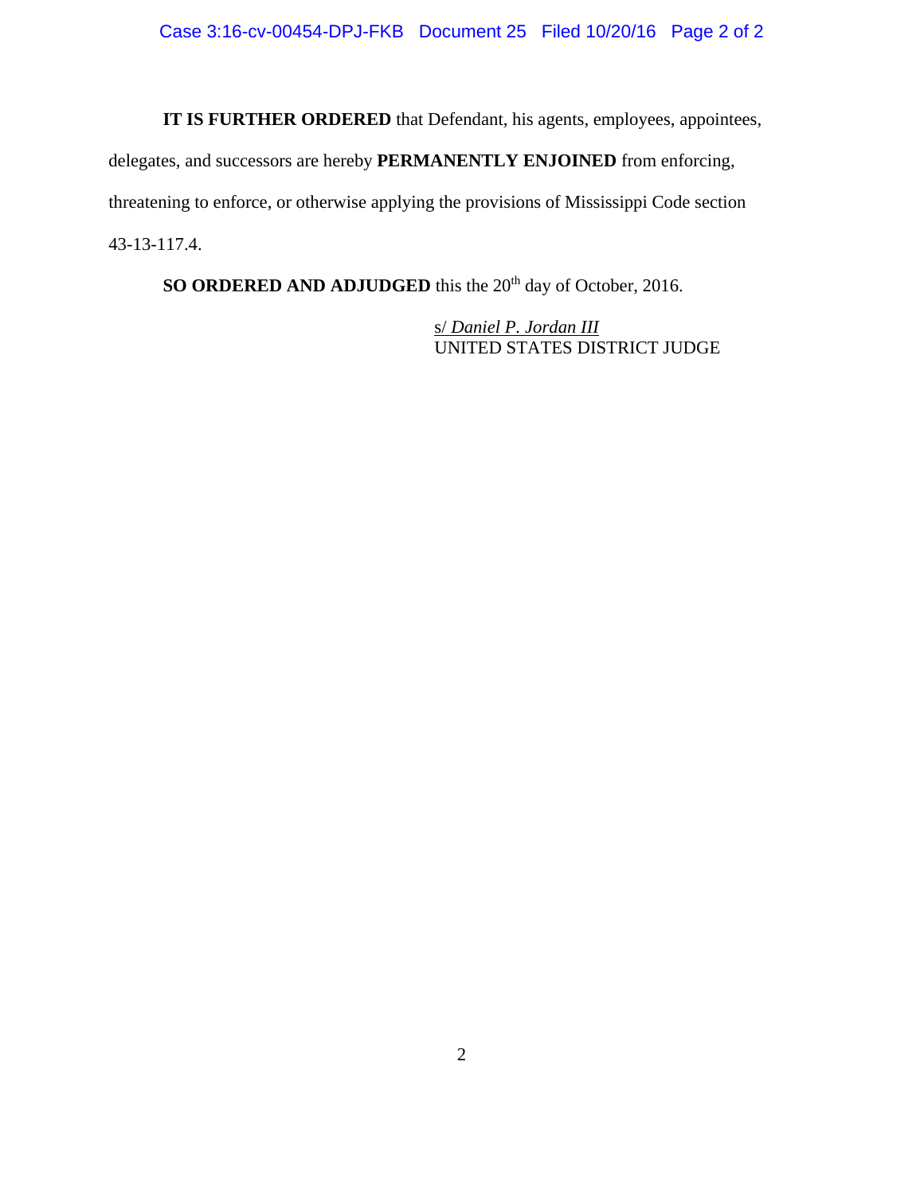**IT IS FURTHER ORDERED** that Defendant, his agents, employees, appointees, delegates, and successors are hereby **PERMANENTLY ENJOINED** from enforcing, threatening to enforce, or otherwise applying the provisions of Mississippi Code section 43-13-117.4.

**SO ORDERED AND ADJUDGED** this the 20th day of October, 2016.

s/ *Daniel P. Jordan III*
UNITED STATES DISTRICT JUDGE